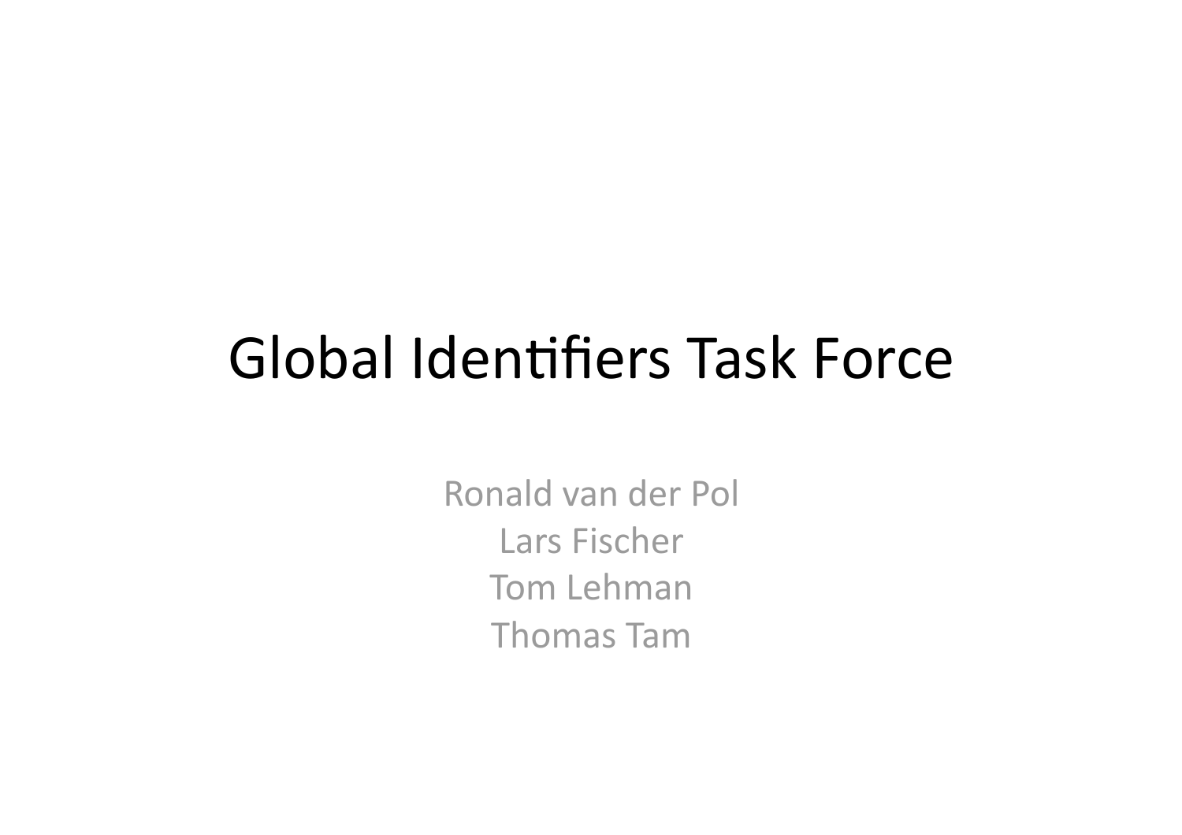# Global Identifiers Task Force

Ronald van der Pol
Lars Fischer
Tom Lehman
Thomas Tam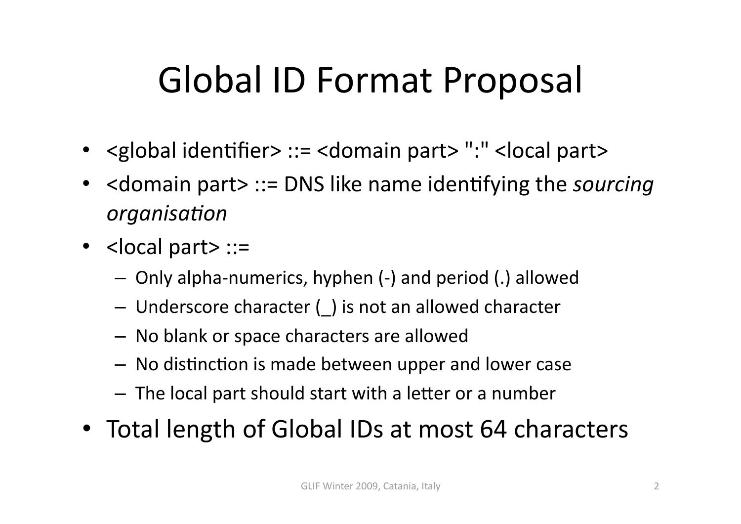# Global ID Format Proposal

- <global identifier> ::= <domain part> ":" <local part>
- <domain part> ::= DNS like name identifying the *sourcing organisation*
- <local part> ::=
  - Only alpha-numerics, hyphen (-) and period (.) allowed
  - Underscore character (_) is not an allowed character
  - No blank or space characters are allowed
  - No distinction is made between upper and lower case
  - The local part should start with a letter or a number
- Total length of Global IDs at most 64 characters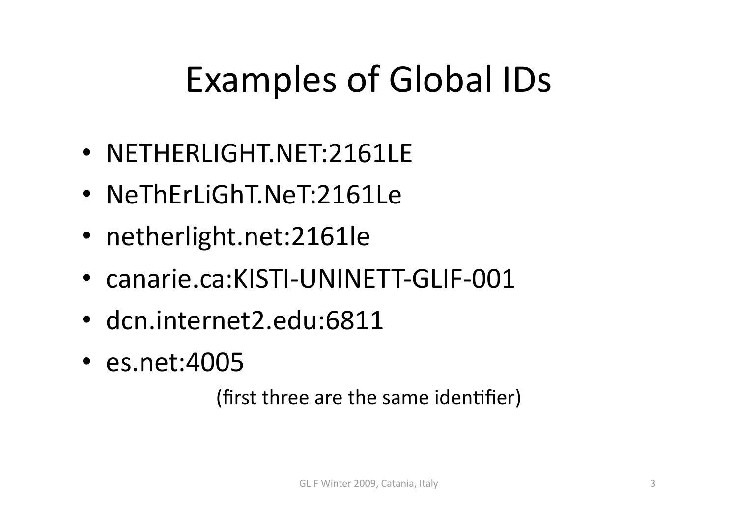# Examples of Global IDs

- NETHERLIGHT.NET:2161LE
- NeThErLiGhT.NeT:2161Le
- netherlight.net:2161le
- canarie.ca:KISTI-UNINETT-GLIF-001
- dcn.internet2.edu:6811
- es.net:4005

(first three are the same identifier)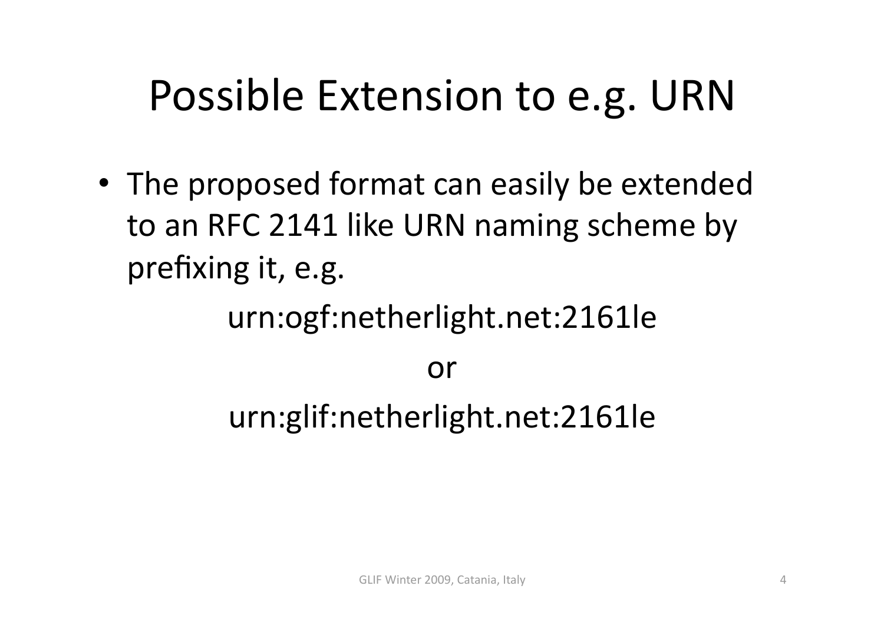# Possible Extension to e.g. URN

- The proposed format can easily be extended to an RFC 2141 like URN naming scheme by prefixing it, e.g.

urn:ogf:netherlight.net:2161le

or

urn:glif:netherlight.net:2161le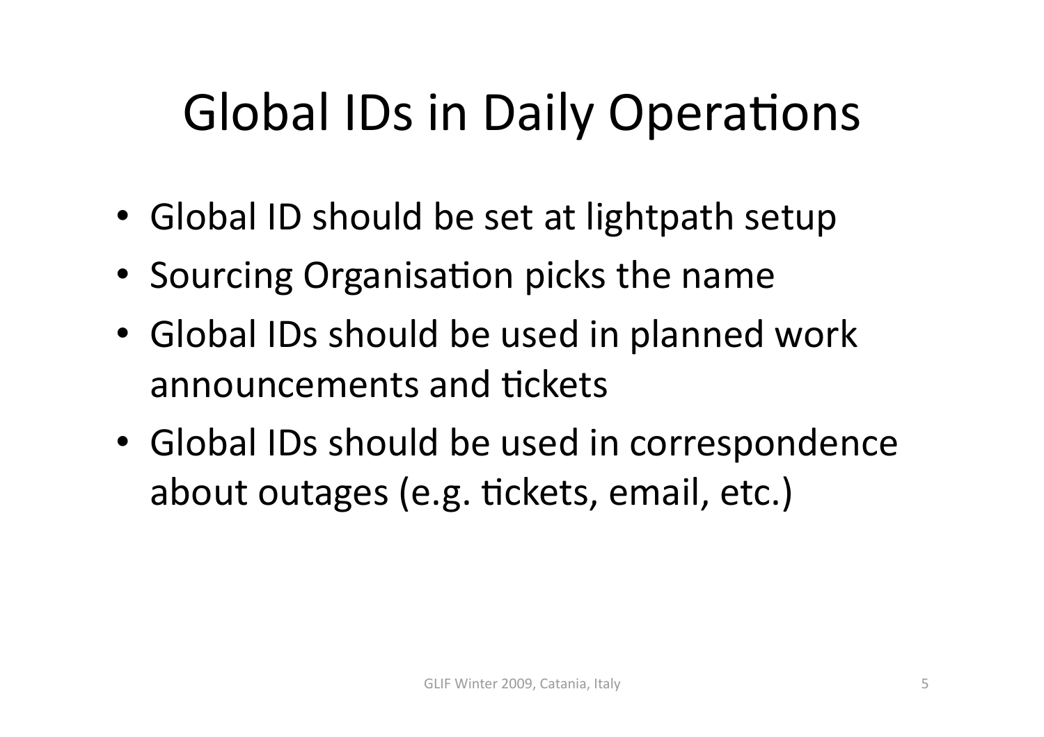# Global IDs in Daily Operations

- Global ID should be set at lightpath setup
- Sourcing Organisation picks the name
- Global IDs should be used in planned work announcements and tickets
- Global IDs should be used in correspondence about outages (e.g. tickets, email, etc.)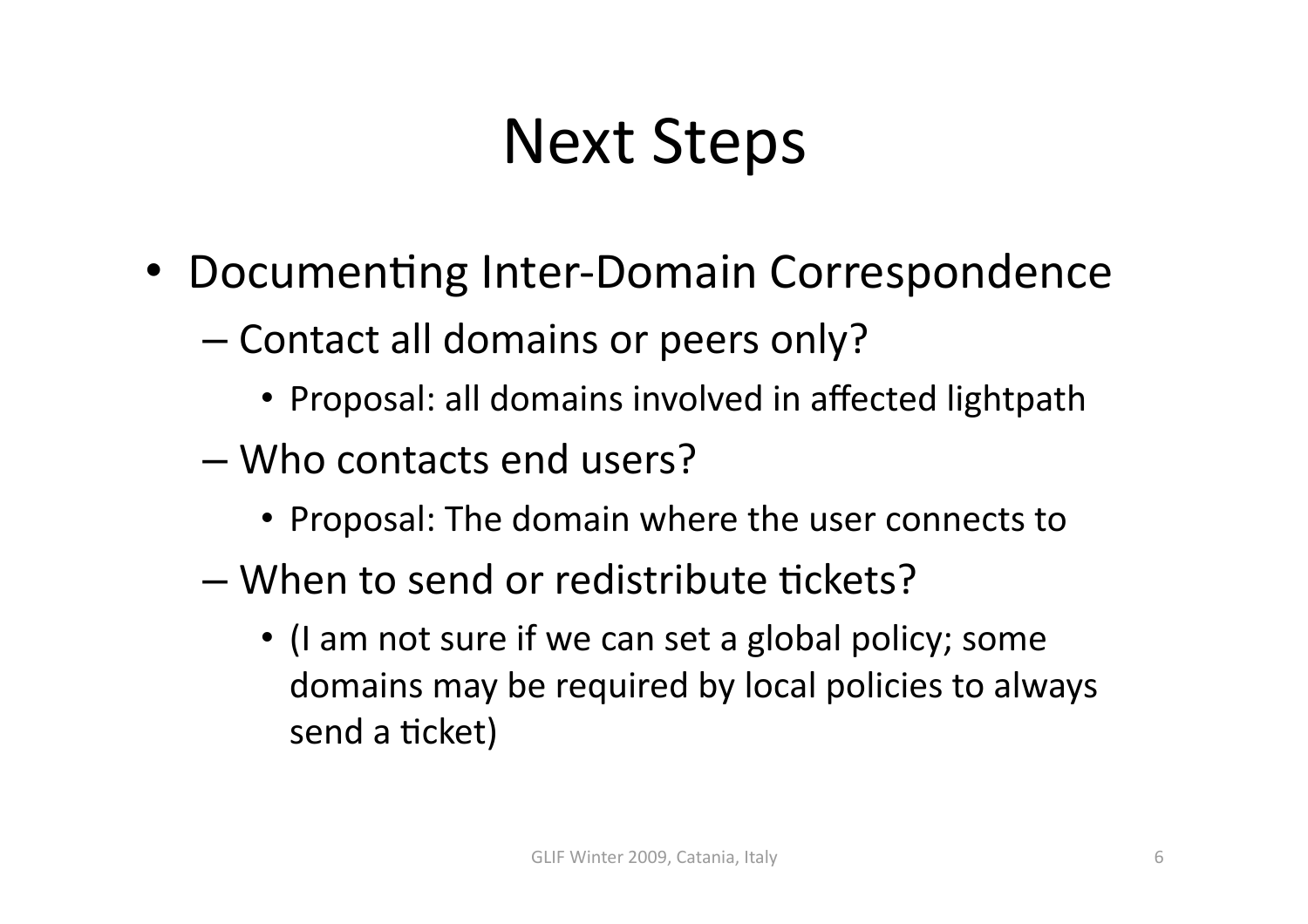# Next Steps

- Documenting Inter-Domain Correspondence
  - Contact all domains or peers only?
    - Proposal: all domains involved in affected lightpath
  - Who contacts end users?
    - Proposal: The domain where the user connects to
  - When to send or redistribute tickets?
    - (I am not sure if we can set a global policy; some domains may be required by local policies to always send a ticket)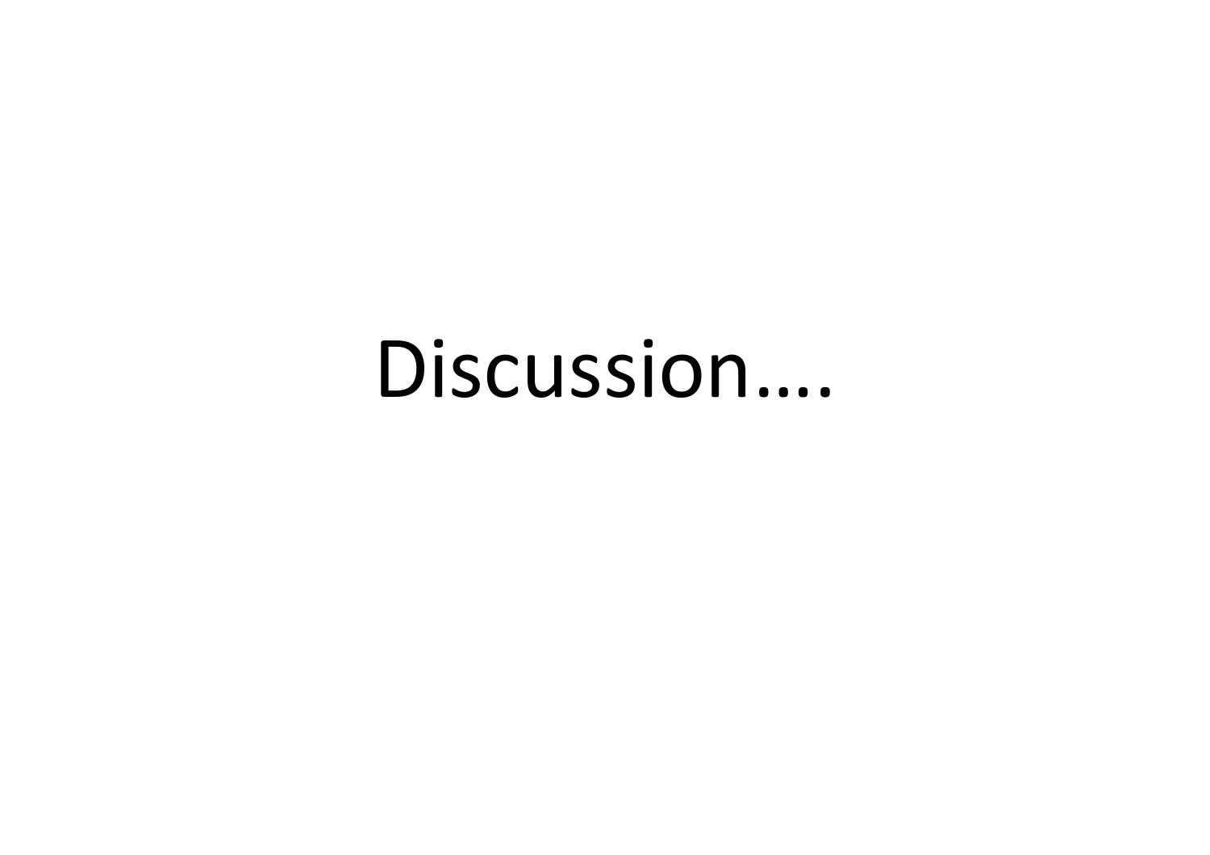# Discussion….